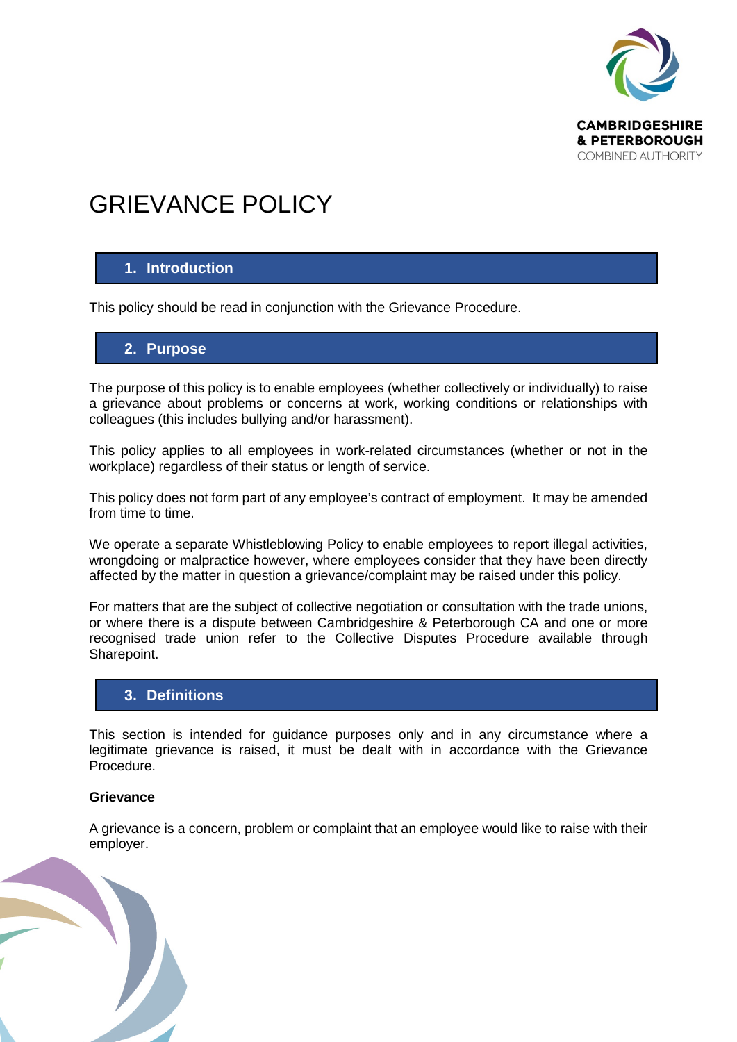# GRIEVANCE POLICY

## 1. Introduction

This policy should be read in conjunction with the Grievance Procedure.

## 2. Purpose

The purpose of this policy is to enable employees (whether collectively or individually) to raise a grievance about problems or concerns at work, working conditions or relationships with colleagues (this includes bullying and/or harassment).

This policy applies to all employees in work-related circumstances (whether or not in the workplace) regardless of their status or length of service.

This policy does not form part of any employee's contract of employment. It may be amended from time to time.

We operate a separate Whistleblowing Policy to enable employees to report illegal activities, wrongdoing or malpractice however, where employees consider that they have been directly affected by the matter in question a grievance/complaint may be raised under this policy.

For matters that are the subject of collective negotiation or consultation with the trade unions, or where there is a dispute between Cambridgeshire & Peterborough CA and one or more recognised trade union refer to the Collective Disputes Procedure available through Sharepoint.

## 3. Definitions

This section is intended for guidance purposes only and in any circumstance where a legitimate grievance is raised, it must be dealt with in accordance with the Grievance Procedure.

**Grievance**

A grievance is a concern, problem or complaint that an employee would like to raise with their employer.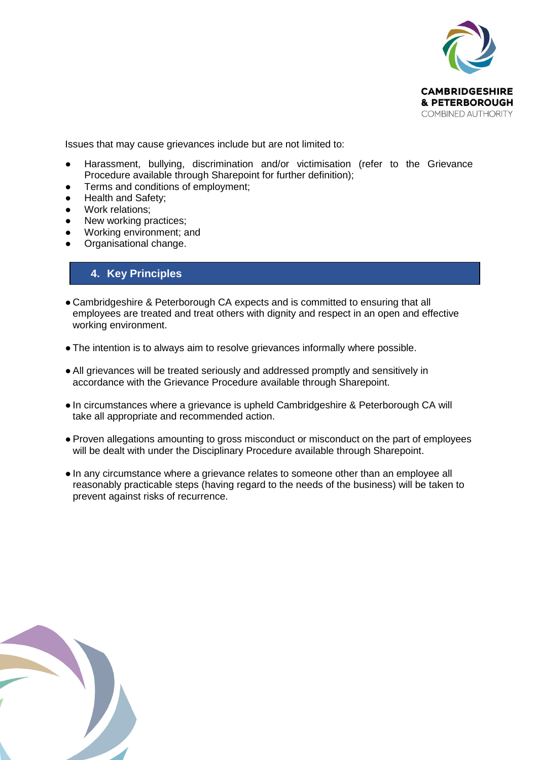Issues that may cause grievances include but are not limited to:

- Harassment, bullying, discrimination and/or victimisation (refer to the Grievance Procedure available through Sharepoint for further definition);
- Terms and conditions of employment;
- Health and Safety;
- Work relations;
- New working practices;
- Working environment; and
- Organisational change.

## 4. Key Principles

- Cambridgeshire & Peterborough CA expects and is committed to ensuring that all employees are treated and treat others with dignity and respect in an open and effective working environment.

- The intention is to always aim to resolve grievances informally where possible.

- All grievances will be treated seriously and addressed promptly and sensitively in accordance with the Grievance Procedure available through Sharepoint.

- In circumstances where a grievance is upheld Cambridgeshire & Peterborough CA will take all appropriate and recommended action.

- Proven allegations amounting to gross misconduct or misconduct on the part of employees will be dealt with under the Disciplinary Procedure available through Sharepoint.

- In any circumstance where a grievance relates to someone other than an employee all reasonably practicable steps (having regard to the needs of the business) will be taken to prevent against risks of recurrence.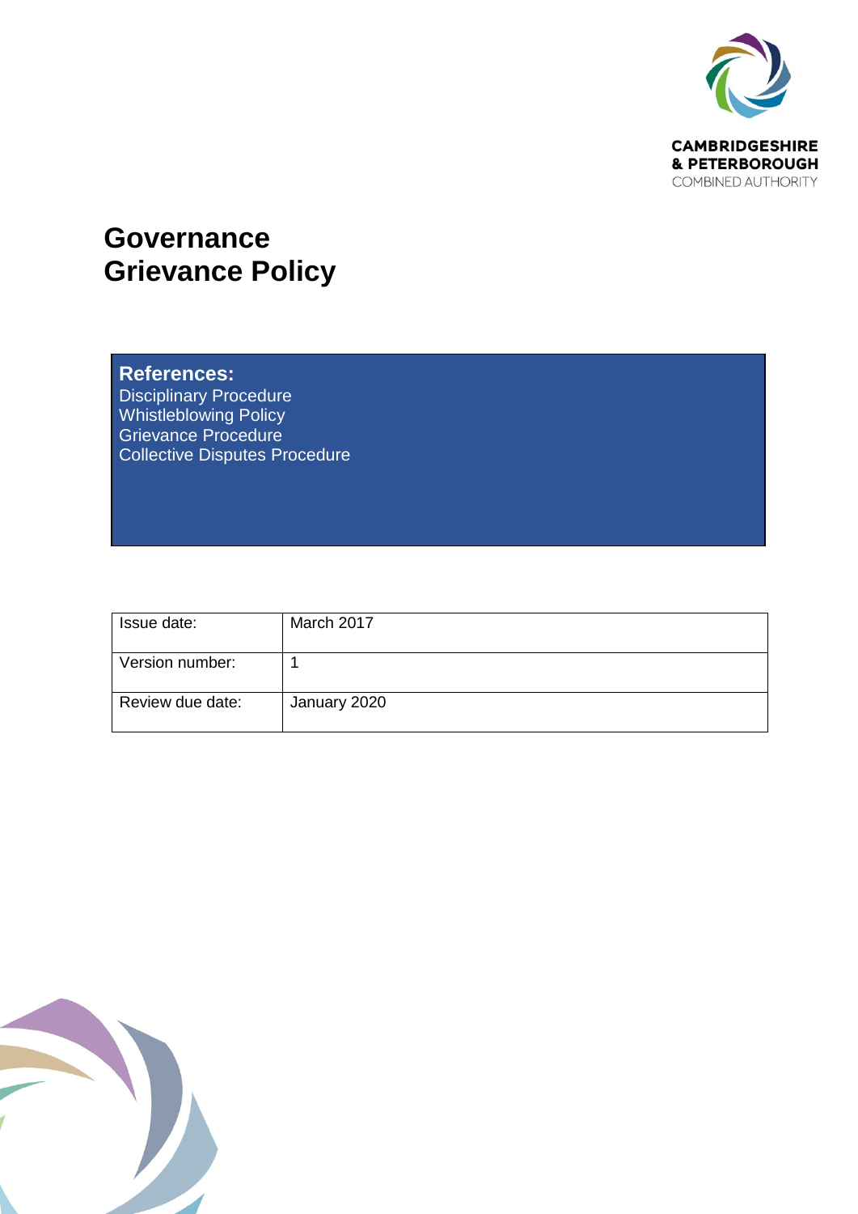# Governance
# Grievance Policy

**References:**
Disciplinary Procedure
Whistleblowing Policy
Grievance Procedure
Collective Disputes Procedure

| Issue date: | March 2017 |
| --- | --- |
| Version number: | 1 |
| Review due date: | January 2020 |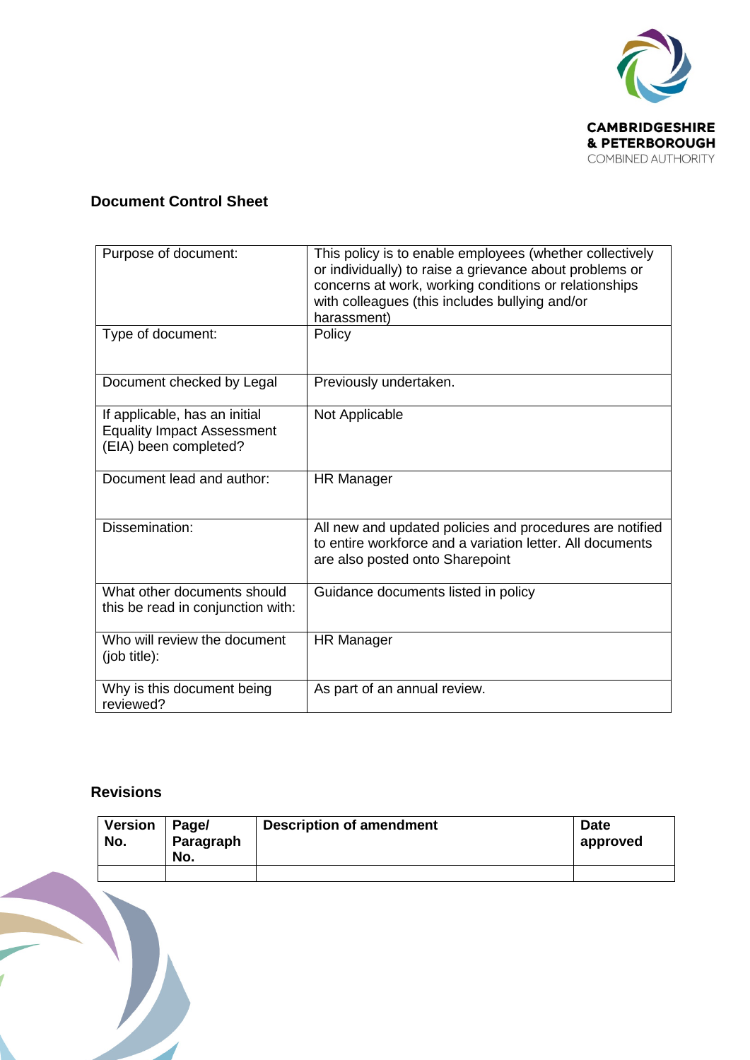### Document Control Sheet

| | |
|---|---|
| Purpose of document: | This policy is to enable employees (whether collectively or individually) to raise a grievance about problems or concerns at work, working conditions or relationships with colleagues (this includes bullying and/or harassment) |
| Type of document: | Policy |
| Document checked by Legal | Previously undertaken. |
| If applicable, has an initial Equality Impact Assessment (EIA) been completed? | Not Applicable |
| Document lead and author: | HR Manager |
| Dissemination: | All new and updated policies and procedures are notified to entire workforce and a variation letter. All documents are also posted onto Sharepoint |
| What other documents should this be read in conjunction with: | Guidance documents listed in policy |
| Who will review the document (job title): | HR Manager |
| Why is this document being reviewed? | As part of an annual review. |

### Revisions

| Version No. | Page/ Paragraph No. | Description of amendment | Date approved |
|---|---|---|---|
| | | | |